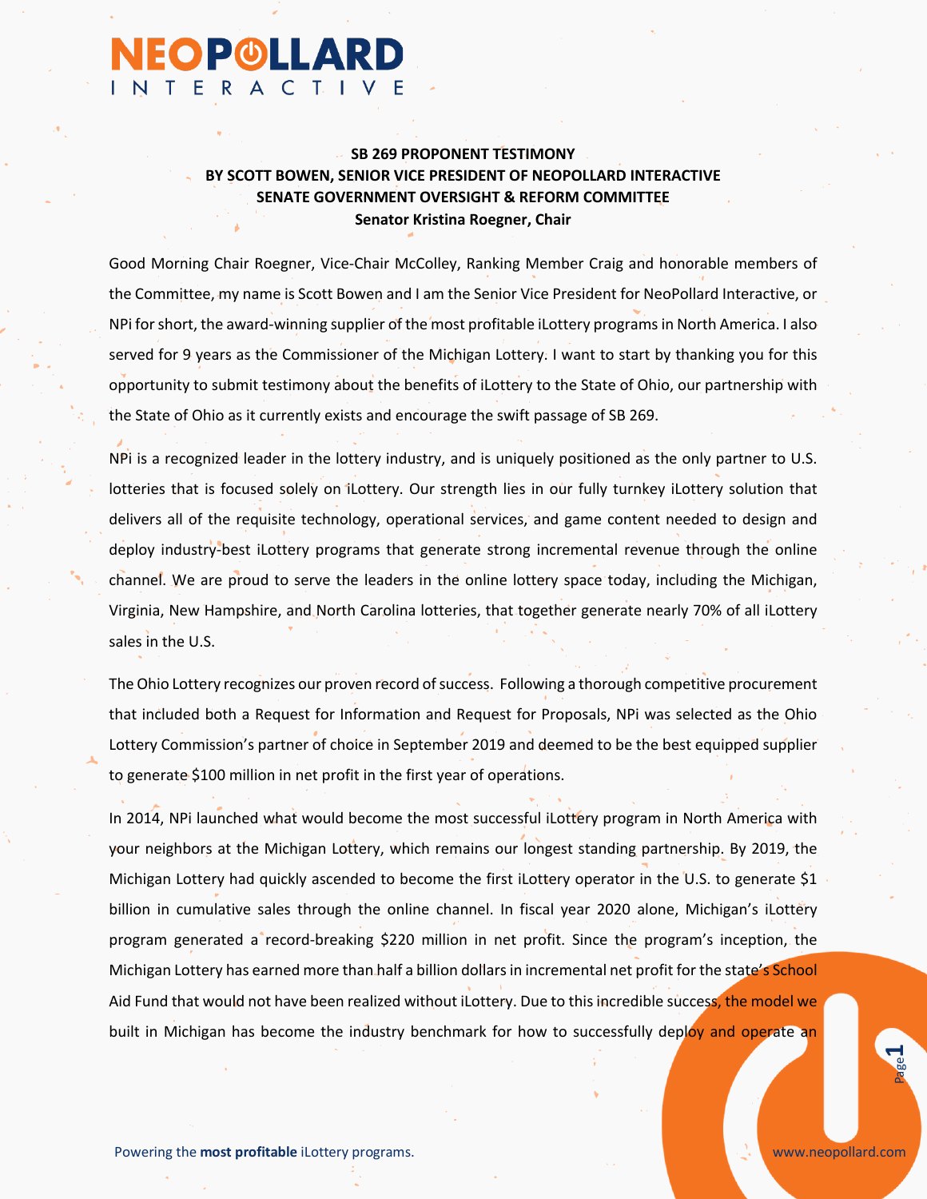**SB 269 PROPONENT TESTIMONY**
**BY SCOTT BOWEN, SENIOR VICE PRESIDENT OF NEOPOLLARD INTERACTIVE**
**SENATE GOVERNMENT OVERSIGHT & REFORM COMMITTEE**
**Senator Kristina Roegner, Chair**

Good Morning Chair Roegner, Vice-Chair McColley, Ranking Member Craig and honorable members of the Committee, my name is Scott Bowen and I am the Senior Vice President for NeoPollard Interactive, or NPi for short, the award-winning supplier of the most profitable iLottery programs in North America. I also served for 9 years as the Commissioner of the Michigan Lottery. I want to start by thanking you for this opportunity to submit testimony about the benefits of iLottery to the State of Ohio, our partnership with the State of Ohio as it currently exists and encourage the swift passage of SB 269.

NPi is a recognized leader in the lottery industry, and is uniquely positioned as the only partner to U.S. lotteries that is focused solely on iLottery. Our strength lies in our fully turnkey iLottery solution that delivers all of the requisite technology, operational services, and game content needed to design and deploy industry-best iLottery programs that generate strong incremental revenue through the online channel. We are proud to serve the leaders in the online lottery space today, including the Michigan, Virginia, New Hampshire, and North Carolina lotteries, that together generate nearly 70% of all iLottery sales in the U.S.

The Ohio Lottery recognizes our proven record of success. Following a thorough competitive procurement that included both a Request for Information and Request for Proposals, NPi was selected as the Ohio Lottery Commission's partner of choice in September 2019 and deemed to be the best equipped supplier to generate $100 million in net profit in the first year of operations.

In 2014, NPi launched what would become the most successful iLottery program in North America with your neighbors at the Michigan Lottery, which remains our longest standing partnership. By 2019, the Michigan Lottery had quickly ascended to become the first iLottery operator in the U.S. to generate $1 billion in cumulative sales through the online channel. In fiscal year 2020 alone, Michigan's iLottery program generated a record-breaking $220 million in net profit. Since the program's inception, the Michigan Lottery has earned more than half a billion dollars in incremental net profit for the state's School Aid Fund that would not have been realized without iLottery. Due to this incredible success, the model we built in Michigan has become the industry benchmark for how to successfully deploy and operate an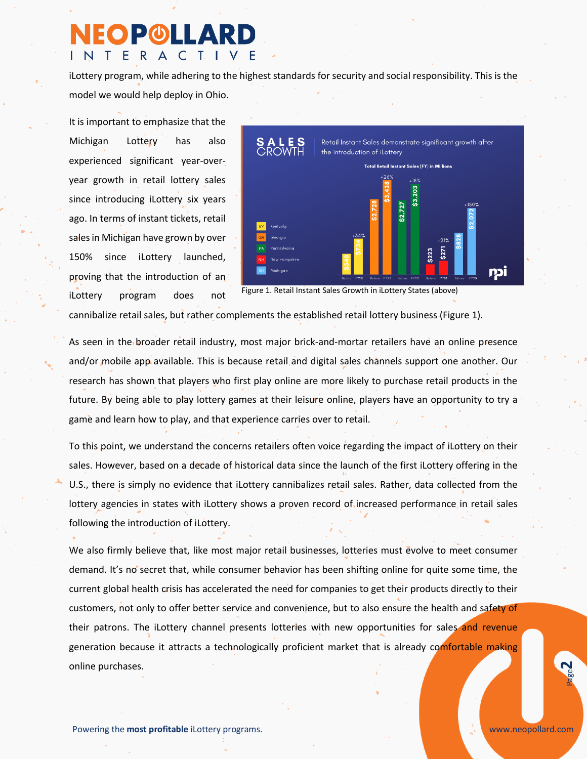iLottery program, while adhering to the highest standards for security and social responsibility. This is the model we would help deploy in Ohio.

It is important to emphasize that the Michigan Lottery has also experienced significant year-over-year growth in retail lottery sales since introducing iLottery six years ago. In terms of instant tickets, retail sales in Michigan have grown by over 150% since iLottery launched, proving that the introduction of an iLottery program does not cannibalize retail sales, but rather complements the established retail lottery business (Figure 1).

Figure 1. Retail Instant Sales Growth in iLottery States (above)

As seen in the broader retail industry, most major brick-and-mortar retailers have an online presence and/or mobile app available. This is because retail and digital sales channels support one another. Our research has shown that players who first play online are more likely to purchase retail products in the future. By being able to play lottery games at their leisure online, players have an opportunity to try a game and learn how to play, and that experience carries over to retail.

To this point, we understand the concerns retailers often voice regarding the impact of iLottery on their sales. However, based on a decade of historical data since the launch of the first iLottery offering in the U.S., there is simply no evidence that iLottery cannibalizes retail sales. Rather, data collected from the lottery agencies in states with iLottery shows a proven record of increased performance in retail sales following the introduction of iLottery.

We also firmly believe that, like most major retail businesses, lotteries must evolve to meet consumer demand. It's no secret that, while consumer behavior has been shifting online for quite some time, the current global health crisis has accelerated the need for companies to get their products directly to their customers, not only to offer better service and convenience, but to also ensure the health and safety of their patrons. The iLottery channel presents lotteries with new opportunities for sales and revenue generation because it attracts a technologically proficient market that is already comfortable making online purchases.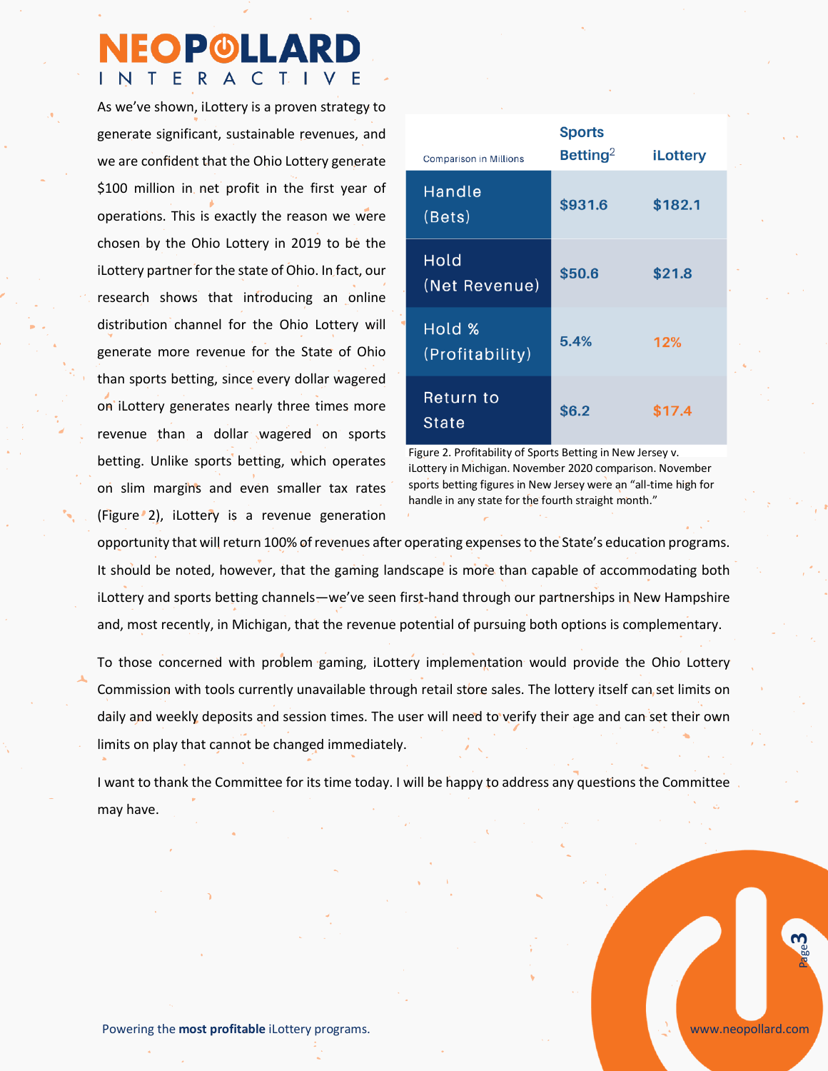As we've shown, iLottery is a proven strategy to generate significant, sustainable revenues, and we are confident that the Ohio Lottery generate $100 million in net profit in the first year of operations. This is exactly the reason we were chosen by the Ohio Lottery in 2019 to be the iLottery partner for the state of Ohio. In fact, our research shows that introducing an online distribution channel for the Ohio Lottery will generate more revenue for the State of Ohio than sports betting, since every dollar wagered on iLottery generates nearly three times more revenue than a dollar wagered on sports betting. Unlike sports betting, which operates on slim margins and even smaller tax rates (Figure 2), iLottery is a revenue generation opportunity that will return 100% of revenues after operating expenses to the State's education programs. It should be noted, however, that the gaming landscape is more than capable of accommodating both iLottery and sports betting channels—we've seen first-hand through our partnerships in New Hampshire and, most recently, in Michigan, that the revenue potential of pursuing both options is complementary.

| Comparison in Millions | Sports Betting[2] | iLottery |
|---|---|---|
| Handle (Bets) | $931.6 | $182.1 |
| Hold (Net Revenue) | $50.6 | $21.8 |
| Hold % (Profitability) | 5.4% | 12% |
| Return to State | $6.2 | $17.4 |

Figure 2. Profitability of Sports Betting in New Jersey v. iLottery in Michigan. November 2020 comparison. November sports betting figures in New Jersey were an "all-time high for handle in any state for the fourth straight month."

To those concerned with problem gaming, iLottery implementation would provide the Ohio Lottery Commission with tools currently unavailable through retail store sales. The lottery itself can set limits on daily and weekly deposits and session times. The user will need to verify their age and can set their own limits on play that cannot be changed immediately.

I want to thank the Committee for its time today. I will be happy to address any questions the Committee may have.